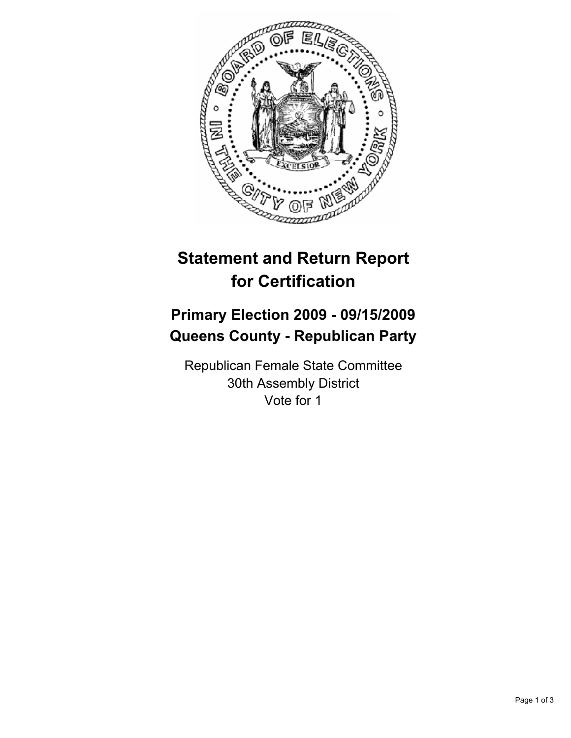# Statement and Return Report for Certification

## Primary Election 2009 - 09/15/2009
## Queens County - Republican Party

Republican Female State Committee
30th Assembly District
Vote for 1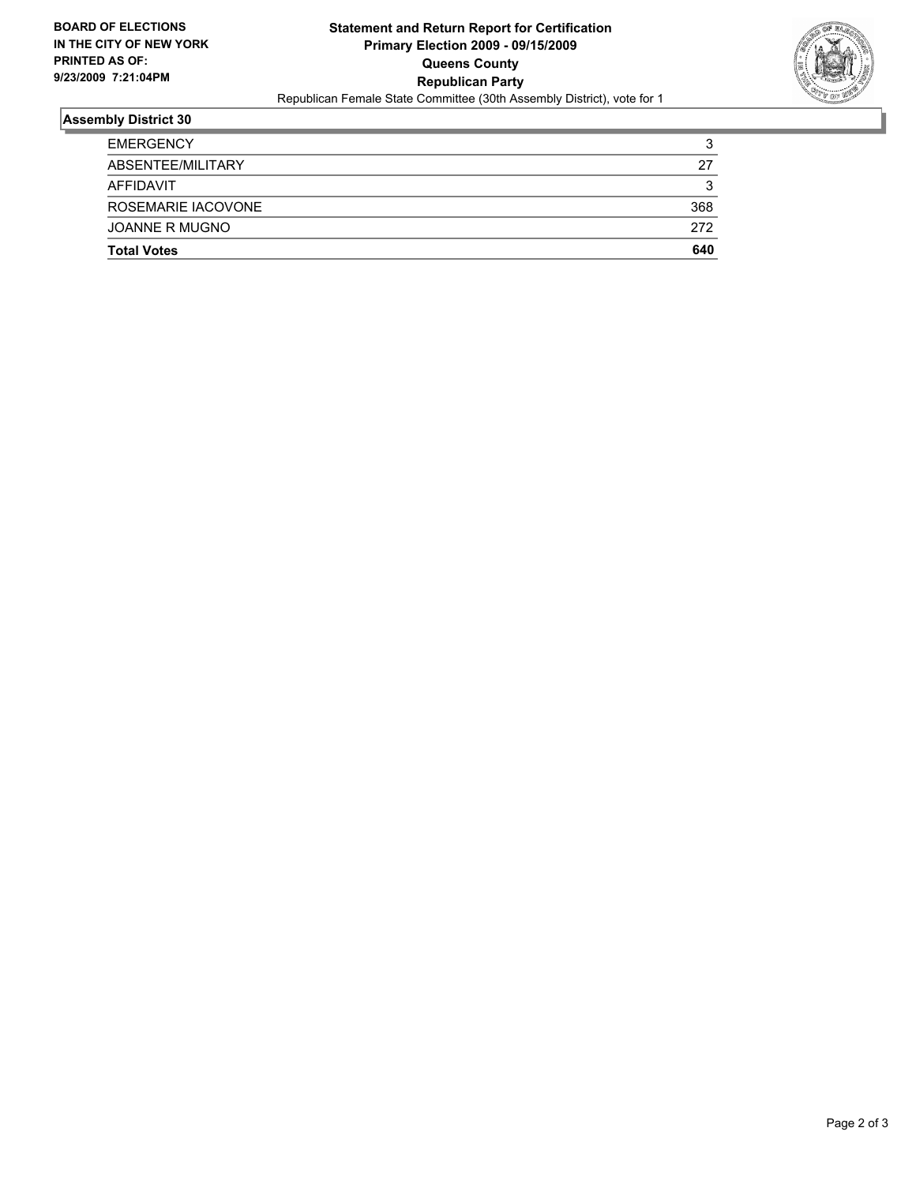**BOARD OF ELECTIONS IN THE CITY OF NEW YORK PRINTED AS OF: 9/23/2009 7:21:04PM**

# Statement and Return Report for Certification
## Primary Election 2009 - 09/15/2009
## Queens County
## Republican Party

Republican Female State Committee (30th Assembly District), vote for 1

### Assembly District 30

| | |
|---|---|
| EMERGENCY | 3 |
| ABSENTEE/MILITARY | 27 |
| AFFIDAVIT | 3 |
| ROSEMARIE IACOVONE | 368 |
| JOANNE R MUGNO | 272 |
| **Total Votes** | **640** |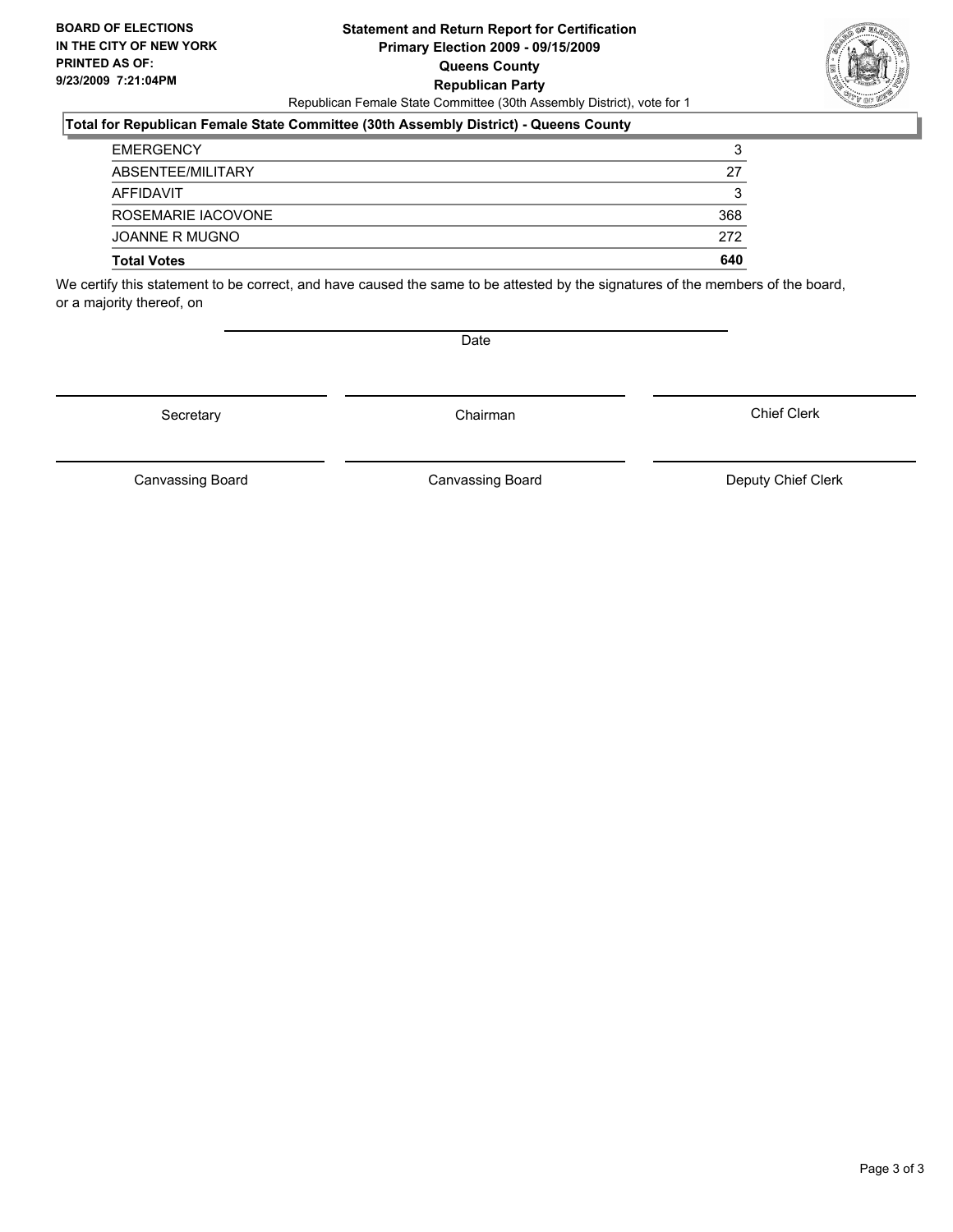**BOARD OF ELECTIONS IN THE CITY OF NEW YORK PRINTED AS OF: 9/23/2009 7:21:04PM**

**Statement and Return Report for Certification**
**Primary Election 2009 - 09/15/2009**
**Queens County**
**Republican Party**

Republican Female State Committee (30th Assembly District), vote for 1

**Total for Republican Female State Committee (30th Assembly District) - Queens County**

| | |
|---|---|
| EMERGENCY | 3 |
| ABSENTEE/MILITARY | 27 |
| AFFIDAVIT | 3 |
| ROSEMARIE IACOVONE | 368 |
| JOANNE R MUGNO | 272 |
| **Total Votes** | **640** |

We certify this statement to be correct, and have caused the same to be attested by the signatures of the members of the board, or a majority thereof, on

Date

Secretary | Chairman | Chief Clerk

Canvassing Board | Canvassing Board | Deputy Chief Clerk